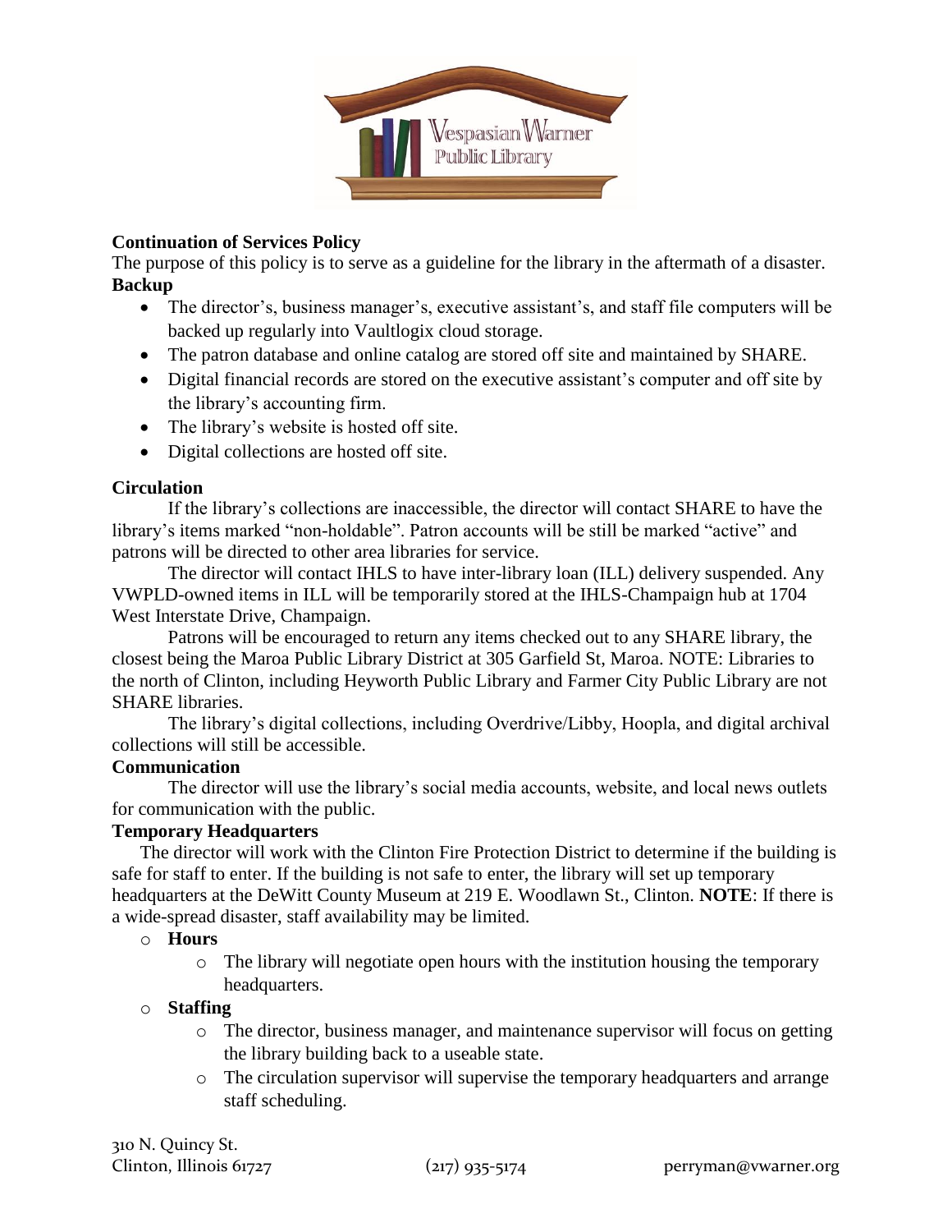**Continuation of Services Policy**

The purpose of this policy is to serve as a guideline for the library in the aftermath of a disaster.

**Backup**

- The director's, business manager's, executive assistant's, and staff file computers will be backed up regularly into Vaultlogix cloud storage.
- The patron database and online catalog are stored off site and maintained by SHARE.
- Digital financial records are stored on the executive assistant's computer and off site by the library's accounting firm.
- The library's website is hosted off site.
- Digital collections are hosted off site.

**Circulation**

If the library's collections are inaccessible, the director will contact SHARE to have the library's items marked "non-holdable". Patron accounts will be still be marked "active" and patrons will be directed to other area libraries for service.

The director will contact IHLS to have inter-library loan (ILL) delivery suspended. Any VWPLD-owned items in ILL will be temporarily stored at the IHLS-Champaign hub at 1704 West Interstate Drive, Champaign.

Patrons will be encouraged to return any items checked out to any SHARE library, the closest being the Maroa Public Library District at 305 Garfield St, Maroa. NOTE: Libraries to the north of Clinton, including Heyworth Public Library and Farmer City Public Library are not SHARE libraries.

The library's digital collections, including Overdrive/Libby, Hoopla, and digital archival collections will still be accessible.

**Communication**

The director will use the library's social media accounts, website, and local news outlets for communication with the public.

**Temporary Headquarters**

The director will work with the Clinton Fire Protection District to determine if the building is safe for staff to enter. If the building is not safe to enter, the library will set up temporary headquarters at the DeWitt County Museum at 219 E. Woodlawn St., Clinton. **NOTE**: If there is a wide-spread disaster, staff availability may be limited.

- **Hours**
  - The library will negotiate open hours with the institution housing the temporary headquarters.
- **Staffing**
  - The director, business manager, and maintenance supervisor will focus on getting the library building back to a useable state.
  - The circulation supervisor will supervise the temporary headquarters and arrange staff scheduling.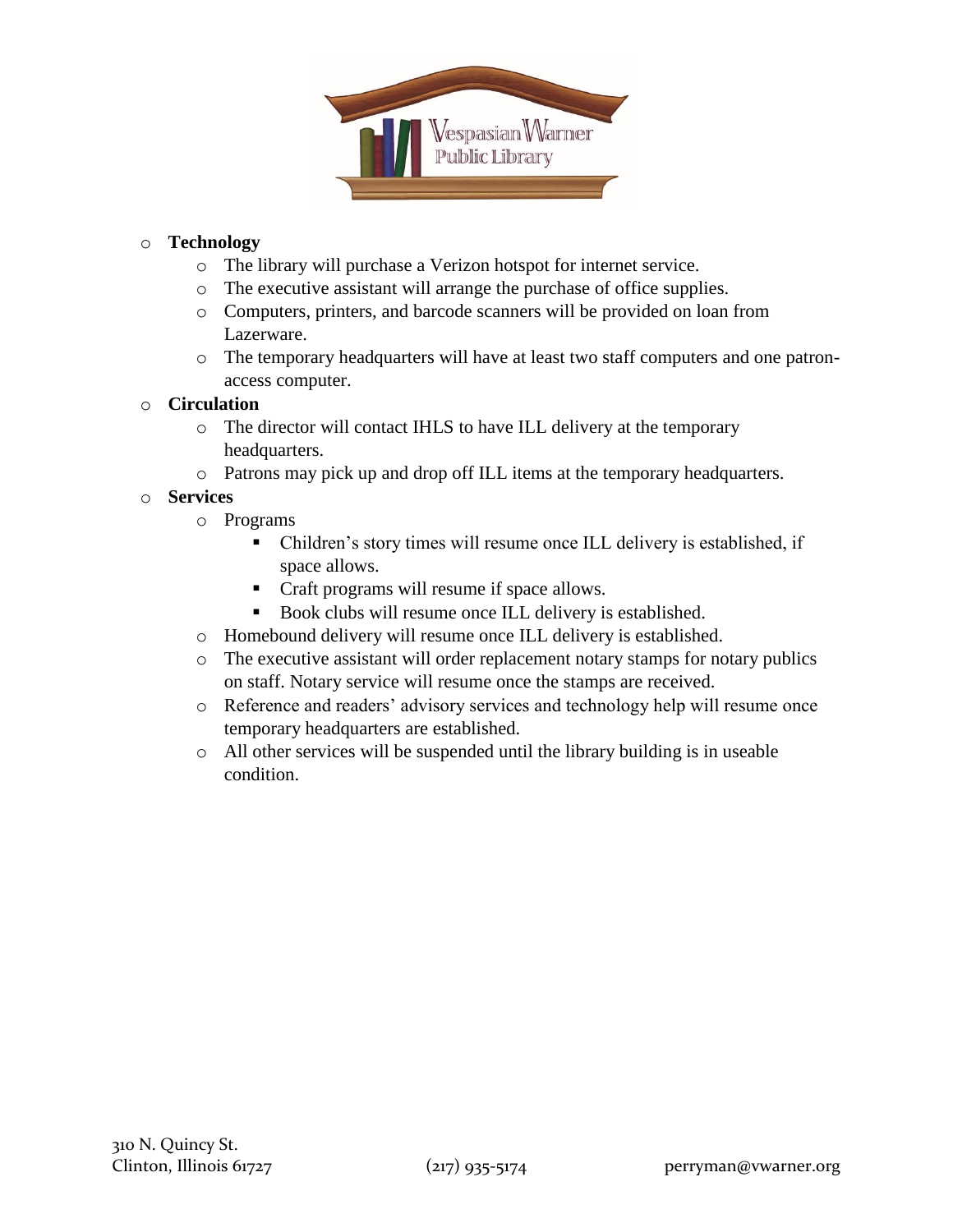- **Technology**
  - The library will purchase a Verizon hotspot for internet service.
  - The executive assistant will arrange the purchase of office supplies.
  - Computers, printers, and barcode scanners will be provided on loan from Lazerware.
  - The temporary headquarters will have at least two staff computers and one patron-access computer.
- **Circulation**
  - The director will contact IHLS to have ILL delivery at the temporary headquarters.
  - Patrons may pick up and drop off ILL items at the temporary headquarters.
- **Services**
  - Programs
    - Children's story times will resume once ILL delivery is established, if space allows.
    - Craft programs will resume if space allows.
    - Book clubs will resume once ILL delivery is established.
  - Homebound delivery will resume once ILL delivery is established.
  - The executive assistant will order replacement notary stamps for notary publics on staff. Notary service will resume once the stamps are received.
  - Reference and readers' advisory services and technology help will resume once temporary headquarters are established.
  - All other services will be suspended until the library building is in useable condition.